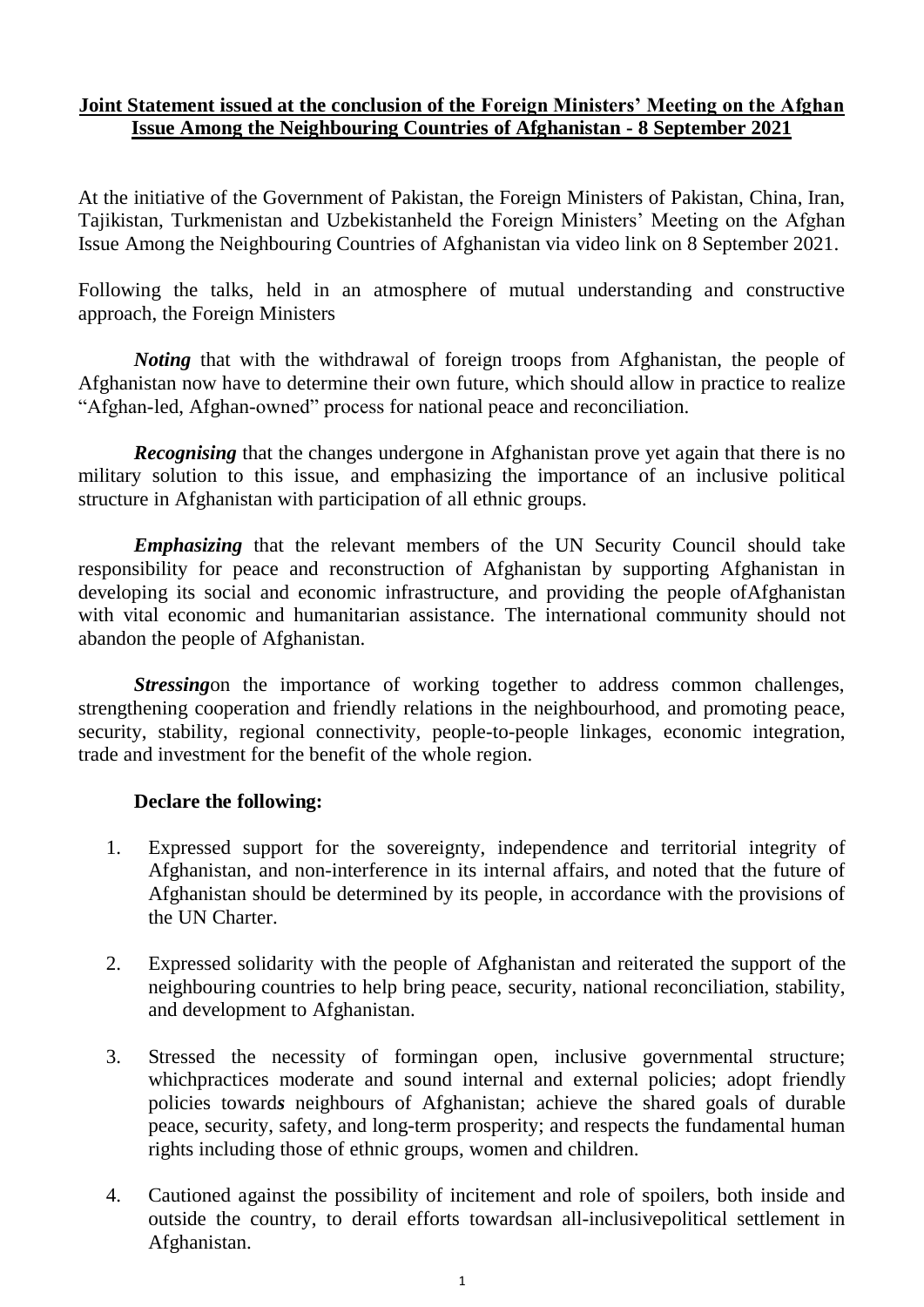**Joint Statement issued at the conclusion of the Foreign Ministers' Meeting on the Afghan Issue Among the Neighbouring Countries of Afghanistan - 8 September 2021**

At the initiative of the Government of Pakistan, the Foreign Ministers of Pakistan, China, Iran, Tajikistan, Turkmenistan and Uzbekistanheld the Foreign Ministers' Meeting on the Afghan Issue Among the Neighbouring Countries of Afghanistan via video link on 8 September 2021.

Following the talks, held in an atmosphere of mutual understanding and constructive approach, the Foreign Ministers

***Noting*** that with the withdrawal of foreign troops from Afghanistan, the people of Afghanistan now have to determine their own future, which should allow in practice to realize "Afghan-led, Afghan-owned" process for national peace and reconciliation.

***Recognising*** that the changes undergone in Afghanistan prove yet again that there is no military solution to this issue, and emphasizing the importance of an inclusive political structure in Afghanistan with participation of all ethnic groups.

***Emphasizing*** that the relevant members of the UN Security Council should take responsibility for peace and reconstruction of Afghanistan by supporting Afghanistan in developing its social and economic infrastructure, and providing the people ofAfghanistan with vital economic and humanitarian assistance. The international community should not abandon the people of Afghanistan.

***Stressing***on the importance of working together to address common challenges, strengthening cooperation and friendly relations in the neighbourhood, and promoting peace, security, stability, regional connectivity, people-to-people linkages, economic integration, trade and investment for the benefit of the whole region.

**Declare the following:**

1. Expressed support for the sovereignty, independence and territorial integrity of Afghanistan, and non-interference in its internal affairs, and noted that the future of Afghanistan should be determined by its people, in accordance with the provisions of the UN Charter.

2. Expressed solidarity with the people of Afghanistan and reiterated the support of the neighbouring countries to help bring peace, security, national reconciliation, stability, and development to Afghanistan.

3. Stressed the necessity of formingan open, inclusive governmental structure; whichpractices moderate and sound internal and external policies; adopt friendly policies toward***s*** neighbours of Afghanistan; achieve the shared goals of durable peace, security, safety, and long-term prosperity; and respects the fundamental human rights including those of ethnic groups, women and children.

4. Cautioned against the possibility of incitement and role of spoilers, both inside and outside the country, to derail efforts towardsan all-inclusivepolitical settlement in Afghanistan.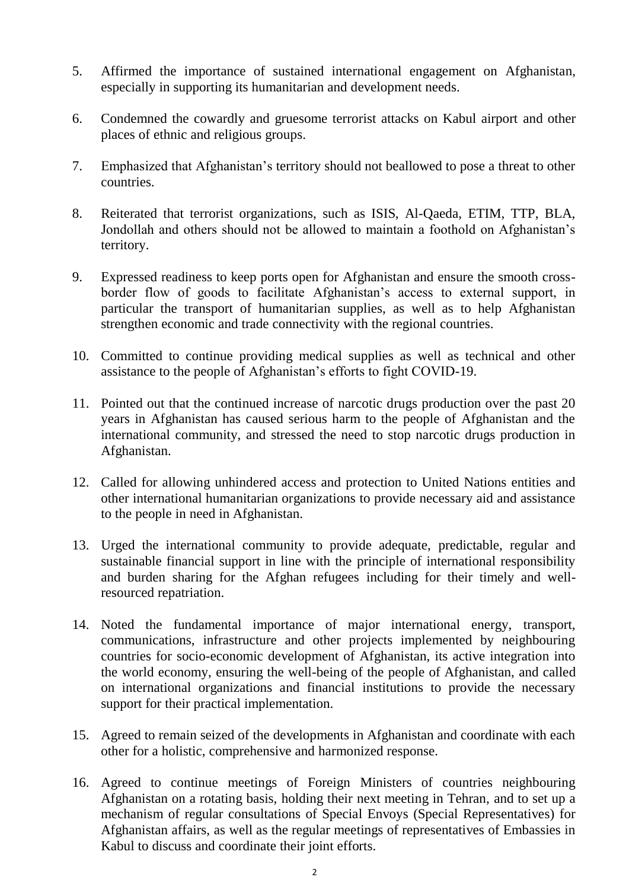5. Affirmed the importance of sustained international engagement on Afghanistan, especially in supporting its humanitarian and development needs.

6. Condemned the cowardly and gruesome terrorist attacks on Kabul airport and other places of ethnic and religious groups.

7. Emphasized that Afghanistan's territory should not beallowed to pose a threat to other countries.

8. Reiterated that terrorist organizations, such as ISIS, Al-Qaeda, ETIM, TTP, BLA, Jondollah and others should not be allowed to maintain a foothold on Afghanistan's territory.

9. Expressed readiness to keep ports open for Afghanistan and ensure the smooth cross-border flow of goods to facilitate Afghanistan's access to external support, in particular the transport of humanitarian supplies, as well as to help Afghanistan strengthen economic and trade connectivity with the regional countries.

10. Committed to continue providing medical supplies as well as technical and other assistance to the people of Afghanistan's efforts to fight COVID-19.

11. Pointed out that the continued increase of narcotic drugs production over the past 20 years in Afghanistan has caused serious harm to the people of Afghanistan and the international community, and stressed the need to stop narcotic drugs production in Afghanistan.

12. Called for allowing unhindered access and protection to United Nations entities and other international humanitarian organizations to provide necessary aid and assistance to the people in need in Afghanistan.

13. Urged the international community to provide adequate, predictable, regular and sustainable financial support in line with the principle of international responsibility and burden sharing for the Afghan refugees including for their timely and well-resourced repatriation.

14. Noted the fundamental importance of major international energy, transport, communications, infrastructure and other projects implemented by neighbouring countries for socio-economic development of Afghanistan, its active integration into the world economy, ensuring the well-being of the people of Afghanistan, and called on international organizations and financial institutions to provide the necessary support for their practical implementation.

15. Agreed to remain seized of the developments in Afghanistan and coordinate with each other for a holistic, comprehensive and harmonized response.

16. Agreed to continue meetings of Foreign Ministers of countries neighbouring Afghanistan on a rotating basis, holding their next meeting in Tehran, and to set up a mechanism of regular consultations of Special Envoys (Special Representatives) for Afghanistan affairs, as well as the regular meetings of representatives of Embassies in Kabul to discuss and coordinate their joint efforts.